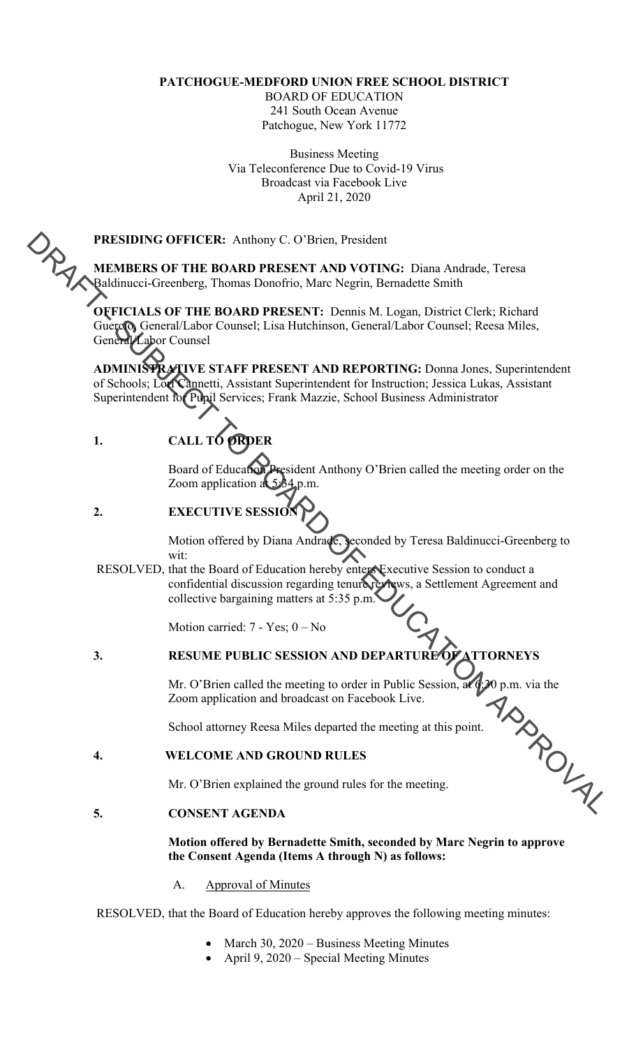**PATCHOGUE-MEDFORD UNION FREE SCHOOL DISTRICT**
BOARD OF EDUCATION
241 South Ocean Avenue
Patchogue, New York 11772

Business Meeting
Via Teleconference Due to Covid-19 Virus
Broadcast via Facebook Live
April 21, 2020

DRAFT SUBJECT TO BOARD OF EDUCATION APPROVAL

**PRESIDING OFFICER:** Anthony C. O'Brien, President

**MEMBERS OF THE BOARD PRESENT AND VOTING:** Diana Andrade, Teresa Baldinucci-Greenberg, Thomas Donofrio, Marc Negrin, Bernadette Smith

**OFFICIALS OF THE BOARD PRESENT:** Dennis M. Logan, District Clerk; Richard Guercio, General/Labor Counsel; Lisa Hutchinson, General/Labor Counsel; Reesa Miles, General/Labor Counsel

**ADMINISTRATIVE STAFF PRESENT AND REPORTING:** Donna Jones, Superintendent of Schools; Lori Cannetti, Assistant Superintendent for Instruction; Jessica Lukas, Assistant Superintendent for Pupil Services; Frank Mazzie, School Business Administrator

## 1. CALL TO ORDER

Board of Education President Anthony O'Brien called the meeting order on the Zoom application at 5:34 p.m.

## 2. EXECUTIVE SESSION

Motion offered by Diana Andrade, seconded by Teresa Baldinucci-Greenberg to wit:

RESOLVED, that the Board of Education hereby enters Executive Session to conduct a confidential discussion regarding tenure reviews, a Settlement Agreement and collective bargaining matters at 5:35 p.m.

Motion carried: 7 - Yes; 0 – No

## 3. RESUME PUBLIC SESSION AND DEPARTURE OF ATTORNEYS

Mr. O'Brien called the meeting to order in Public Session, at 6:30 p.m. via the Zoom application and broadcast on Facebook Live.

School attorney Reesa Miles departed the meeting at this point.

## 4. WELCOME AND GROUND RULES

Mr. O'Brien explained the ground rules for the meeting.

## 5. CONSENT AGENDA

**Motion offered by Bernadette Smith, seconded by Marc Negrin to approve the Consent Agenda (Items A through N) as follows:**

A. Approval of Minutes

RESOLVED, that the Board of Education hereby approves the following meeting minutes:

- March 30, 2020 – Business Meeting Minutes
- April 9, 2020 – Special Meeting Minutes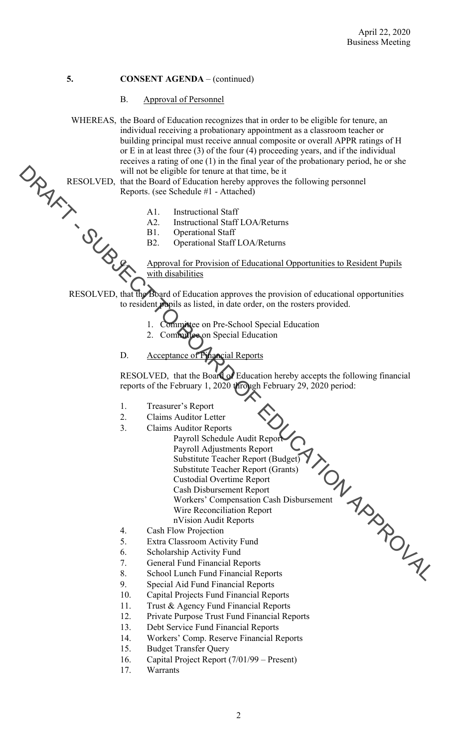April 22, 2020
Business Meeting

**5. CONSENT AGENDA** – (continued)

B. Approval of Personnel

WHEREAS, the Board of Education recognizes that in order to be eligible for tenure, an individual receiving a probationary appointment as a classroom teacher or building principal must receive annual composite or overall APPR ratings of H or E in at least three (3) of the four (4) proceeding years, and if the individual receives a rating of one (1) in the final year of the probationary period, he or she will not be eligible for tenure at that time, be it

RESOLVED, that the Board of Education hereby approves the following personnel Reports. (see Schedule #1 - Attached)

- A1. Instructional Staff
- A2. Instructional Staff LOA/Returns
- B1. Operational Staff
- B2. Operational Staff LOA/Returns

C. Approval for Provision of Educational Opportunities to Resident Pupils with disabilities

RESOLVED, that the Board of Education approves the provision of educational opportunities to resident pupils as listed, in date order, on the rosters provided.

1. Committee on Pre-School Special Education
2. Committee on Special Education

D. Acceptance of Financial Reports

RESOLVED, that the Board of Education hereby accepts the following financial reports of the February 1, 2020 through February 29, 2020 period:

1. Treasurer's Report
2. Claims Auditor Letter
3. Claims Auditor Reports
   - Payroll Schedule Audit Report
   - Payroll Adjustments Report
   - Substitute Teacher Report (Budget)
   - Substitute Teacher Report (Grants)
   - Custodial Overtime Report
   - Cash Disbursement Report
   - Workers' Compensation Cash Disbursement
   - Wire Reconciliation Report
   - nVision Audit Reports
4. Cash Flow Projection
5. Extra Classroom Activity Fund
6. Scholarship Activity Fund
7. General Fund Financial Reports
8. School Lunch Fund Financial Reports
9. Special Aid Fund Financial Reports
10. Capital Projects Fund Financial Reports
11. Trust & Agency Fund Financial Reports
12. Private Purpose Trust Fund Financial Reports
13. Debt Service Fund Financial Reports
14. Workers' Comp. Reserve Financial Reports
15. Budget Transfer Query
16. Capital Project Report (7/01/99 – Present)
17. Warrants

DRAFT - SUBJECT TO BOARD OF EDUCATION APPROVAL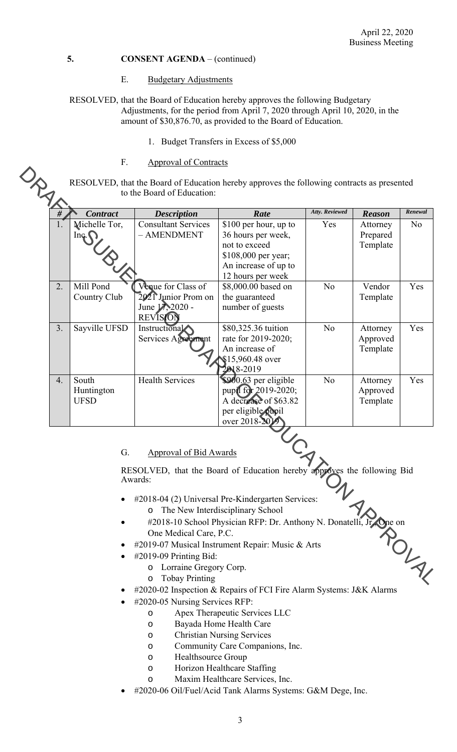**5. CONSENT AGENDA** – (continued)

E. Budgetary Adjustments

RESOLVED, that the Board of Education hereby approves the following Budgetary Adjustments, for the period from April 7, 2020 through April 10, 2020, in the amount of $30,876.70, as provided to the Board of Education.

1. Budget Transfers in Excess of $5,000

F. Approval of Contracts

RESOLVED, that the Board of Education hereby approves the following contracts as presented to the Board of Education:

| # | Contract | Description | Rate | Atty. Reviewed | Reason | Renewal |
|---|---|---|---|---|---|---|
| 1. | Michelle Tor, Inc. | Consultant Services – AMENDMENT | $100 per hour, up to 36 hours per week, not to exceed $108,000 per year; An increase of up to 12 hours per week | Yes | Attorney Prepared Template | No |
| 2. | Mill Pond Country Club | Venue for Class of 2021 Junior Prom on June 17, 2020 - REVISION | $8,000.00 based on the guaranteed number of guests | No | Vendor Template | Yes |
| 3. | Sayville UFSD | Instructional Services Agreement | $80,325.36 tuition rate for 2019-2020; An increase of $15,960.48 over 2018-2019 | No | Attorney Approved Template | Yes |
| 4. | South Huntington UFSD | Health Services | $900.63 per eligible pupil for 2019-2020; A decrease of $63.82 per eligible pupil over 2018-2019 | No | Attorney Approved Template | Yes |

G. Approval of Bid Awards

RESOLVED, that the Board of Education hereby approves the following Bid Awards:

- #2018-04 (2) Universal Pre-Kindergarten Services:
  - The New Interdisciplinary School
- #2018-10 School Physician RFP: Dr. Anthony N. Donatelli, Jr., One on One Medical Care, P.C.
- #2019-07 Musical Instrument Repair: Music & Arts
- #2019-09 Printing Bid:
  - Lorraine Gregory Corp.
  - Tobay Printing
- #2020-02 Inspection & Repairs of FCI Fire Alarm Systems: J&K Alarms
- #2020-05 Nursing Services RFP:
  - Apex Therapeutic Services LLC
  - Bayada Home Health Care
  - Christian Nursing Services
  - Community Care Companions, Inc.
  - Healthsource Group
  - Horizon Healthcare Staffing
  - Maxim Healthcare Services, Inc.
- #2020-06 Oil/Fuel/Acid Tank Alarms Systems: G&M Dege, Inc.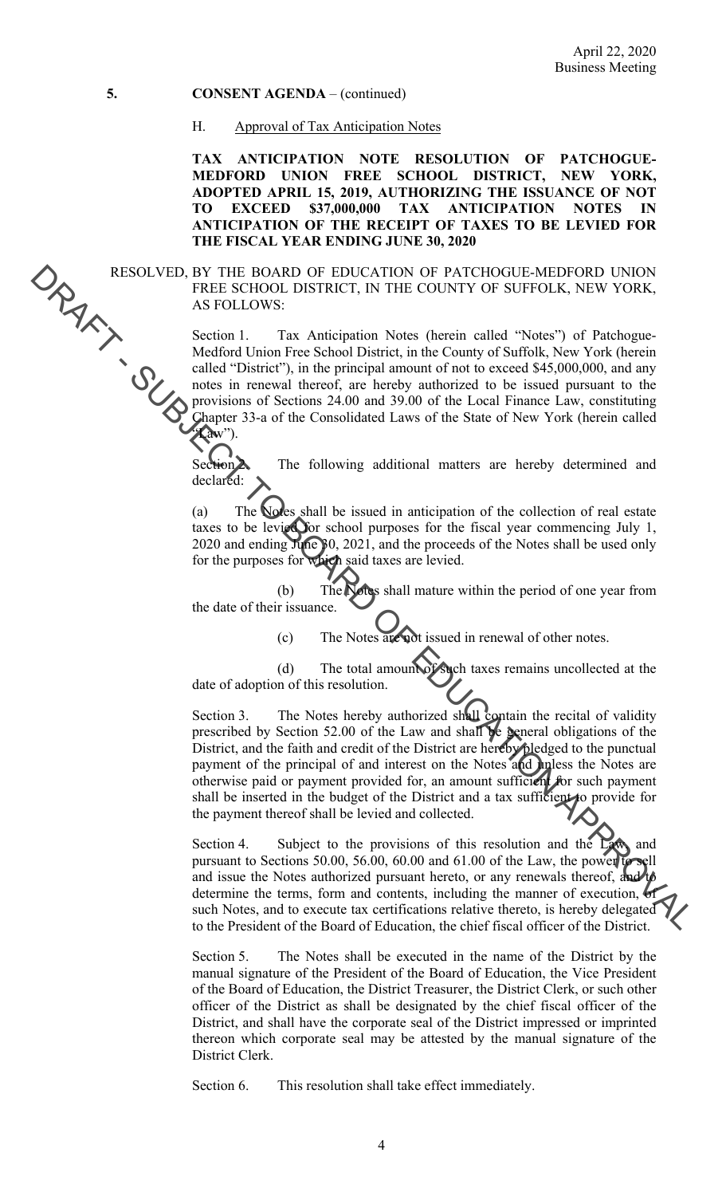**5. CONSENT AGENDA** – (continued)

H. Approval of Tax Anticipation Notes

**TAX ANTICIPATION NOTE RESOLUTION OF PATCHOGUE-MEDFORD UNION FREE SCHOOL DISTRICT, NEW YORK, ADOPTED APRIL 15, 2019, AUTHORIZING THE ISSUANCE OF NOT TO EXCEED \$37,000,000 TAX ANTICIPATION NOTES IN ANTICIPATION OF THE RECEIPT OF TAXES TO BE LEVIED FOR THE FISCAL YEAR ENDING JUNE 30, 2020**

RESOLVED, BY THE BOARD OF EDUCATION OF PATCHOGUE-MEDFORD UNION FREE SCHOOL DISTRICT, IN THE COUNTY OF SUFFOLK, NEW YORK, AS FOLLOWS:

Section 1. Tax Anticipation Notes (herein called "Notes") of Patchogue-Medford Union Free School District, in the County of Suffolk, New York (herein called "District"), in the principal amount of not to exceed \$45,000,000, and any notes in renewal thereof, are hereby authorized to be issued pursuant to the provisions of Sections 24.00 and 39.00 of the Local Finance Law, constituting Chapter 33-a of the Consolidated Laws of the State of New York (herein called "Law").

Section 2. The following additional matters are hereby determined and declared:

(a) The Notes shall be issued in anticipation of the collection of real estate taxes to be levied for school purposes for the fiscal year commencing July 1, 2020 and ending June 30, 2021, and the proceeds of the Notes shall be used only for the purposes for which said taxes are levied.

(b) The Notes shall mature within the period of one year from the date of their issuance.

(c) The Notes are not issued in renewal of other notes.

(d) The total amount of such taxes remains uncollected at the date of adoption of this resolution.

Section 3. The Notes hereby authorized shall contain the recital of validity prescribed by Section 52.00 of the Law and shall be general obligations of the District, and the faith and credit of the District are hereby pledged to the punctual payment of the principal of and interest on the Notes and unless the Notes are otherwise paid or payment provided for, an amount sufficient for such payment shall be inserted in the budget of the District and a tax sufficient to provide for the payment thereof shall be levied and collected.

Section 4. Subject to the provisions of this resolution and the Law, and pursuant to Sections 50.00, 56.00, 60.00 and 61.00 of the Law, the power to sell and issue the Notes authorized pursuant hereto, or any renewals thereof, and to determine the terms, form and contents, including the manner of execution, of such Notes, and to execute tax certifications relative thereto, is hereby delegated to the President of the Board of Education, the chief fiscal officer of the District.

Section 5. The Notes shall be executed in the name of the District by the manual signature of the President of the Board of Education, the Vice President of the Board of Education, the District Treasurer, the District Clerk, or such other officer of the District as shall be designated by the chief fiscal officer of the District, and shall have the corporate seal of the District impressed or imprinted thereon which corporate seal may be attested by the manual signature of the District Clerk.

Section 6. This resolution shall take effect immediately.

DRAFT - SUBJECT TO BOARD OF EDUCATION APPROVAL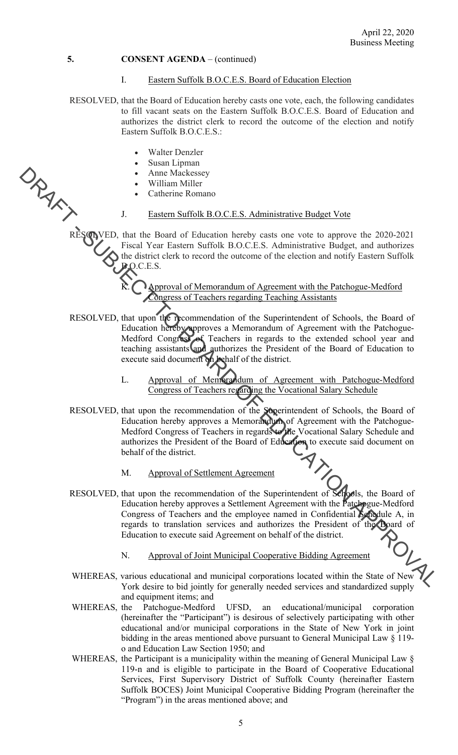**5. CONSENT AGENDA** – (continued)

I. Eastern Suffolk B.O.C.E.S. Board of Education Election

RESOLVED, that the Board of Education hereby casts one vote, each, the following candidates to fill vacant seats on the Eastern Suffolk B.O.C.E.S. Board of Education and authorizes the district clerk to record the outcome of the election and notify Eastern Suffolk B.O.C.E.S.:

- Walter Denzler
- Susan Lipman
- Anne Mackessey
- William Miller
- Catherine Romano

J. Eastern Suffolk B.O.C.E.S. Administrative Budget Vote

RESOLVED, that the Board of Education hereby casts one vote to approve the 2020-2021 Fiscal Year Eastern Suffolk B.O.C.E.S. Administrative Budget, and authorizes the district clerk to record the outcome of the election and notify Eastern Suffolk B.O.C.E.S.

K. Approval of Memorandum of Agreement with the Patchogue-Medford Congress of Teachers regarding Teaching Assistants

RESOLVED, that upon the recommendation of the Superintendent of Schools, the Board of Education hereby approves a Memorandum of Agreement with the Patchogue-Medford Congress of Teachers in regards to the extended school year and teaching assistants and authorizes the President of the Board of Education to execute said document on behalf of the district.

L. Approval of Memorandum of Agreement with Patchogue-Medford Congress of Teachers regarding the Vocational Salary Schedule

RESOLVED, that upon the recommendation of the Superintendent of Schools, the Board of Education hereby approves a Memorandum of Agreement with the Patchogue-Medford Congress of Teachers in regards to the Vocational Salary Schedule and authorizes the President of the Board of Education to execute said document on behalf of the district.

M. Approval of Settlement Agreement

RESOLVED, that upon the recommendation of the Superintendent of Schools, the Board of Education hereby approves a Settlement Agreement with the Patchogue-Medford Congress of Teachers and the employee named in Confidential Schedule A, in regards to translation services and authorizes the President of the Board of Education to execute said Agreement on behalf of the district.

N. Approval of Joint Municipal Cooperative Bidding Agreement

WHEREAS, various educational and municipal corporations located within the State of New York desire to bid jointly for generally needed services and standardized supply and equipment items; and

WHEREAS, the Patchogue-Medford UFSD, an educational/municipal corporation (hereinafter the "Participant") is desirous of selectively participating with other educational and/or municipal corporations in the State of New York in joint bidding in the areas mentioned above pursuant to General Municipal Law § 119-o and Education Law Section 1950; and

WHEREAS, the Participant is a municipality within the meaning of General Municipal Law § 119-n and is eligible to participate in the Board of Cooperative Educational Services, First Supervisory District of Suffolk County (hereinafter Eastern Suffolk BOCES) Joint Municipal Cooperative Bidding Program (hereinafter the "Program") in the areas mentioned above; and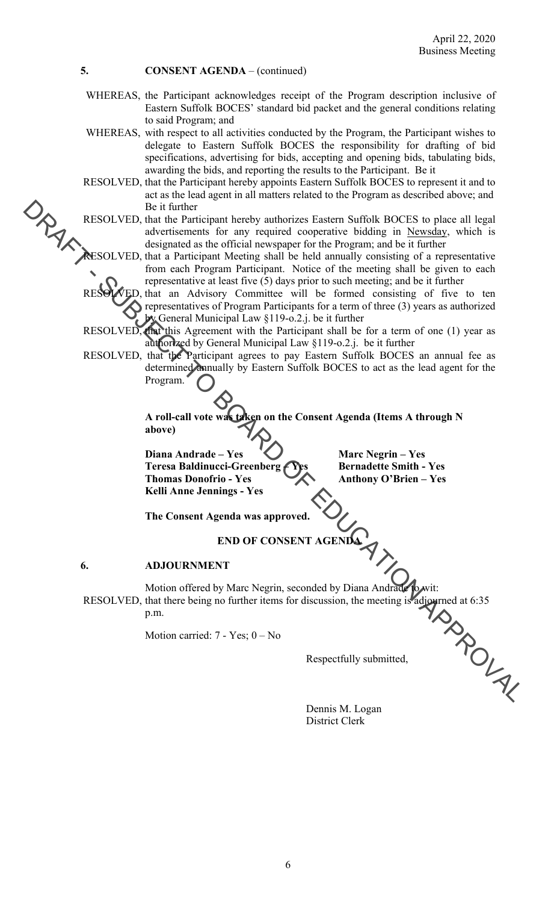April 22, 2020
Business Meeting

**5. CONSENT AGENDA** – (continued)

WHEREAS, the Participant acknowledges receipt of the Program description inclusive of Eastern Suffolk BOCES' standard bid packet and the general conditions relating to said Program; and

WHEREAS, with respect to all activities conducted by the Program, the Participant wishes to delegate to Eastern Suffolk BOCES the responsibility for drafting of bid specifications, advertising for bids, accepting and opening bids, tabulating bids, awarding the bids, and reporting the results to the Participant. Be it

RESOLVED, that the Participant hereby appoints Eastern Suffolk BOCES to represent it and to act as the lead agent in all matters related to the Program as described above; and Be it further

RESOLVED, that the Participant hereby authorizes Eastern Suffolk BOCES to place all legal advertisements for any required cooperative bidding in Newsday, which is designated as the official newspaper for the Program; and be it further

RESOLVED, that a Participant Meeting shall be held annually consisting of a representative from each Program Participant. Notice of the meeting shall be given to each representative at least five (5) days prior to such meeting; and be it further

RESOLVED, that an Advisory Committee will be formed consisting of five to ten representatives of Program Participants for a term of three (3) years as authorized by General Municipal Law §119-o.2.j. be it further

RESOLVED, that this Agreement with the Participant shall be for a term of one (1) year as authorized by General Municipal Law §119-o.2.j. be it further

RESOLVED, that the Participant agrees to pay Eastern Suffolk BOCES an annual fee as determined annually by Eastern Suffolk BOCES to act as the lead agent for the Program.

**A roll-call vote was taken on the Consent Agenda (Items A through N above)**

**Diana Andrade – Yes**
**Teresa Baldinucci-Greenberg – Yes**
**Thomas Donofrio - Yes**
**Kelli Anne Jennings - Yes**
**Marc Negrin – Yes**
**Bernadette Smith - Yes**
**Anthony O'Brien – Yes**

**The Consent Agenda was approved.**

**END OF CONSENT AGENDA**

**6. ADJOURNMENT**

Motion offered by Marc Negrin, seconded by Diana Andrade to wit:

RESOLVED, that there being no further items for discussion, the meeting is adjourned at 6:35 p.m.

Motion carried: 7 - Yes; 0 – No

Respectfully submitted,

Dennis M. Logan
District Clerk

DRAFT - SUBJECT TO BOARD OF EDUCATION APPROVAL